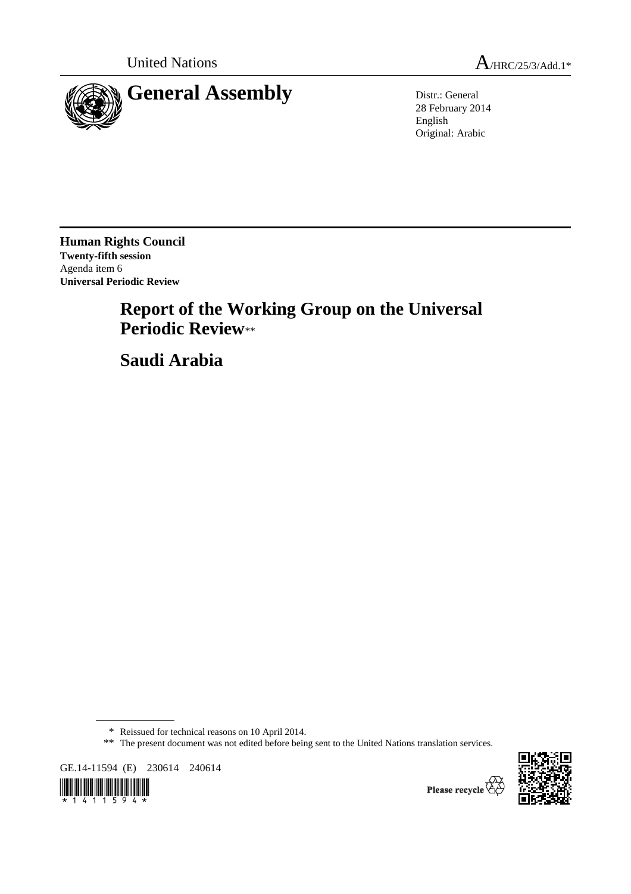United Nations A/HRC/25/3/Add.1*

# General Assembly

Distr.: General
28 February 2014
English
Original: Arabic

**Human Rights Council**
**Twenty-fifth session**
Agenda item 6
**Universal Periodic Review**

# Report of the Working Group on the Universal Periodic Review**

# Saudi Arabia

\* Reissued for technical reasons on 10 April 2014.

\*\* The present document was not edited before being sent to the United Nations translation services.

GE.14-11594 (E) 230614 240614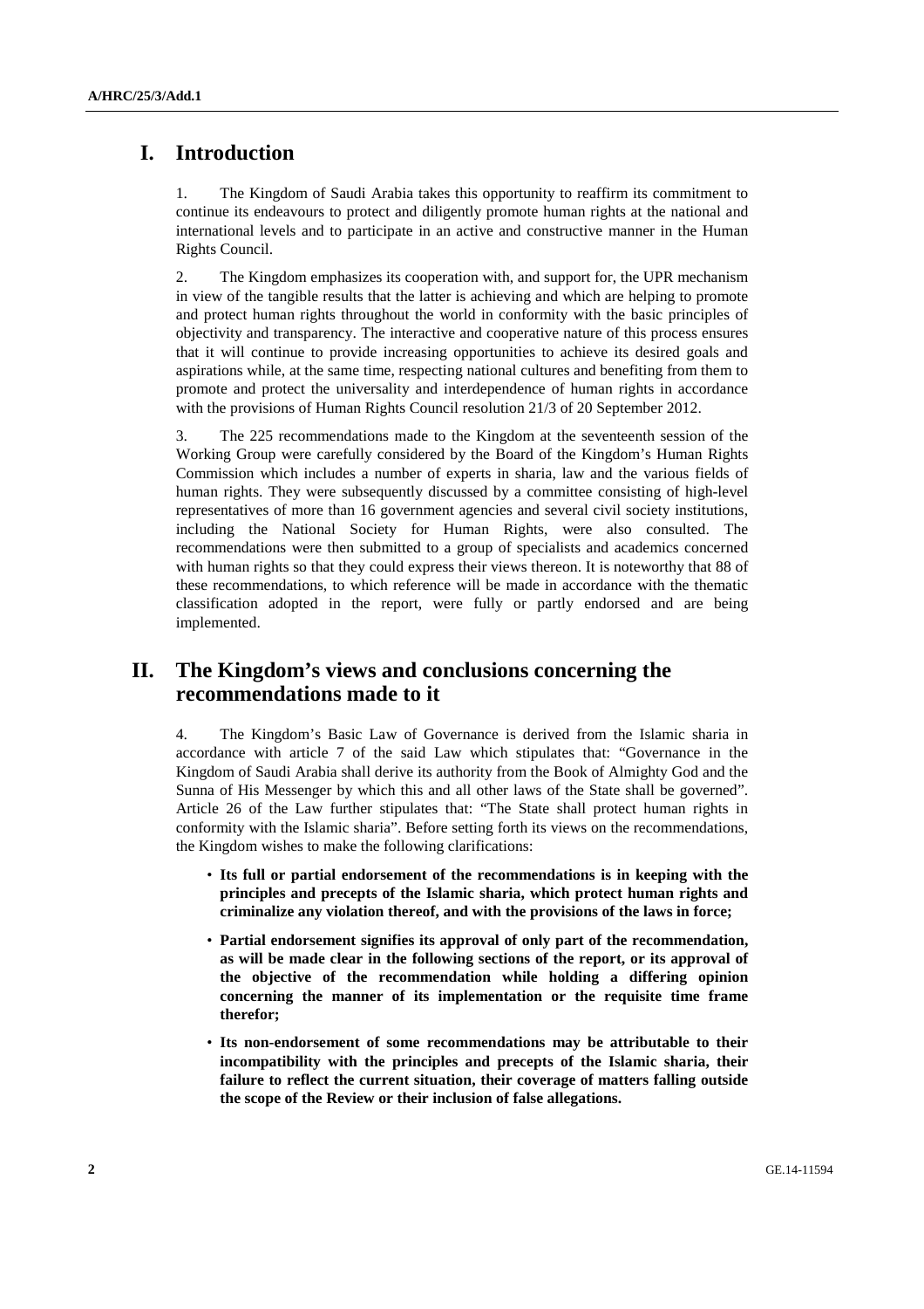# I. Introduction

1. The Kingdom of Saudi Arabia takes this opportunity to reaffirm its commitment to continue its endeavours to protect and diligently promote human rights at the national and international levels and to participate in an active and constructive manner in the Human Rights Council.

2. The Kingdom emphasizes its cooperation with, and support for, the UPR mechanism in view of the tangible results that the latter is achieving and which are helping to promote and protect human rights throughout the world in conformity with the basic principles of objectivity and transparency. The interactive and cooperative nature of this process ensures that it will continue to provide increasing opportunities to achieve its desired goals and aspirations while, at the same time, respecting national cultures and benefiting from them to promote and protect the universality and interdependence of human rights in accordance with the provisions of Human Rights Council resolution 21/3 of 20 September 2012.

3. The 225 recommendations made to the Kingdom at the seventeenth session of the Working Group were carefully considered by the Board of the Kingdom's Human Rights Commission which includes a number of experts in sharia, law and the various fields of human rights. They were subsequently discussed by a committee consisting of high-level representatives of more than 16 government agencies and several civil society institutions, including the National Society for Human Rights, were also consulted. The recommendations were then submitted to a group of specialists and academics concerned with human rights so that they could express their views thereon. It is noteworthy that 88 of these recommendations, to which reference will be made in accordance with the thematic classification adopted in the report, were fully or partly endorsed and are being implemented.

# II. The Kingdom's views and conclusions concerning the recommendations made to it

4. The Kingdom's Basic Law of Governance is derived from the Islamic sharia in accordance with article 7 of the said Law which stipulates that: "Governance in the Kingdom of Saudi Arabia shall derive its authority from the Book of Almighty God and the Sunna of His Messenger by which this and all other laws of the State shall be governed". Article 26 of the Law further stipulates that: "The State shall protect human rights in conformity with the Islamic sharia". Before setting forth its views on the recommendations, the Kingdom wishes to make the following clarifications:

- **Its full or partial endorsement of the recommendations is in keeping with the principles and precepts of the Islamic sharia, which protect human rights and criminalize any violation thereof, and with the provisions of the laws in force;**
- **Partial endorsement signifies its approval of only part of the recommendation, as will be made clear in the following sections of the report, or its approval of the objective of the recommendation while holding a differing opinion concerning the manner of its implementation or the requisite time frame therefor;**
- **Its non-endorsement of some recommendations may be attributable to their incompatibility with the principles and precepts of the Islamic sharia, their failure to reflect the current situation, their coverage of matters falling outside the scope of the Review or their inclusion of false allegations.**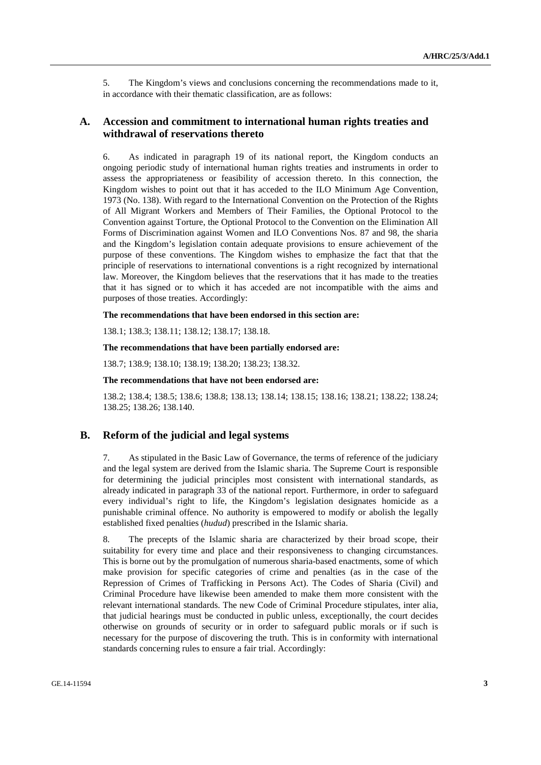5. The Kingdom's views and conclusions concerning the recommendations made to it, in accordance with their thematic classification, are as follows:

## A. Accession and commitment to international human rights treaties and withdrawal of reservations thereto

6. As indicated in paragraph 19 of its national report, the Kingdom conducts an ongoing periodic study of international human rights treaties and instruments in order to assess the appropriateness or feasibility of accession thereto. In this connection, the Kingdom wishes to point out that it has acceded to the ILO Minimum Age Convention, 1973 (No. 138). With regard to the International Convention on the Protection of the Rights of All Migrant Workers and Members of Their Families, the Optional Protocol to the Convention against Torture, the Optional Protocol to the Convention on the Elimination All Forms of Discrimination against Women and ILO Conventions Nos. 87 and 98, the sharia and the Kingdom's legislation contain adequate provisions to ensure achievement of the purpose of these conventions. The Kingdom wishes to emphasize the fact that that the principle of reservations to international conventions is a right recognized by international law. Moreover, the Kingdom believes that the reservations that it has made to the treaties that it has signed or to which it has acceded are not incompatible with the aims and purposes of those treaties. Accordingly:

**The recommendations that have been endorsed in this section are:**

138.1; 138.3; 138.11; 138.12; 138.17; 138.18.

**The recommendations that have been partially endorsed are:**

138.7; 138.9; 138.10; 138.19; 138.20; 138.23; 138.32.

**The recommendations that have not been endorsed are:**

138.2; 138.4; 138.5; 138.6; 138.8; 138.13; 138.14; 138.15; 138.16; 138.21; 138.22; 138.24; 138.25; 138.26; 138.140.

## B. Reform of the judicial and legal systems

7. As stipulated in the Basic Law of Governance, the terms of reference of the judiciary and the legal system are derived from the Islamic sharia. The Supreme Court is responsible for determining the judicial principles most consistent with international standards, as already indicated in paragraph 33 of the national report. Furthermore, in order to safeguard every individual's right to life, the Kingdom's legislation designates homicide as a punishable criminal offence. No authority is empowered to modify or abolish the legally established fixed penalties (*hudud*) prescribed in the Islamic sharia.

8. The precepts of the Islamic sharia are characterized by their broad scope, their suitability for every time and place and their responsiveness to changing circumstances. This is borne out by the promulgation of numerous sharia-based enactments, some of which make provision for specific categories of crime and penalties (as in the case of the Repression of Crimes of Trafficking in Persons Act). The Codes of Sharia (Civil) and Criminal Procedure have likewise been amended to make them more consistent with the relevant international standards. The new Code of Criminal Procedure stipulates, inter alia, that judicial hearings must be conducted in public unless, exceptionally, the court decides otherwise on grounds of security or in order to safeguard public morals or if such is necessary for the purpose of discovering the truth. This is in conformity with international standards concerning rules to ensure a fair trial. Accordingly: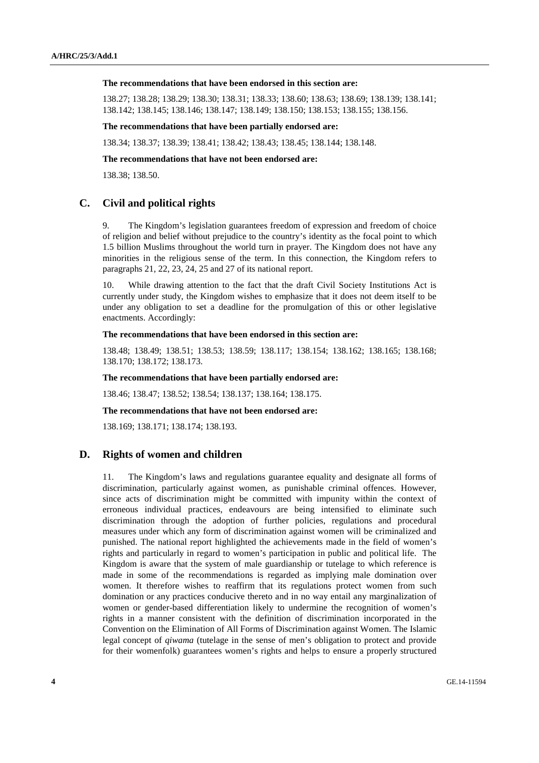**The recommendations that have been endorsed in this section are:**

138.27; 138.28; 138.29; 138.30; 138.31; 138.33; 138.60; 138.63; 138.69; 138.139; 138.141; 138.142; 138.145; 138.146; 138.147; 138.149; 138.150; 138.153; 138.155; 138.156.

**The recommendations that have been partially endorsed are:**

138.34; 138.37; 138.39; 138.41; 138.42; 138.43; 138.45; 138.144; 138.148.

**The recommendations that have not been endorsed are:**

138.38; 138.50.

## C. Civil and political rights

9. The Kingdom's legislation guarantees freedom of expression and freedom of choice of religion and belief without prejudice to the country's identity as the focal point to which 1.5 billion Muslims throughout the world turn in prayer. The Kingdom does not have any minorities in the religious sense of the term. In this connection, the Kingdom refers to paragraphs 21, 22, 23, 24, 25 and 27 of its national report.

10. While drawing attention to the fact that the draft Civil Society Institutions Act is currently under study, the Kingdom wishes to emphasize that it does not deem itself to be under any obligation to set a deadline for the promulgation of this or other legislative enactments. Accordingly:

**The recommendations that have been endorsed in this section are:**

138.48; 138.49; 138.51; 138.53; 138.59; 138.117; 138.154; 138.162; 138.165; 138.168; 138.170; 138.172; 138.173.

**The recommendations that have been partially endorsed are:**

138.46; 138.47; 138.52; 138.54; 138.137; 138.164; 138.175.

**The recommendations that have not been endorsed are:**

138.169; 138.171; 138.174; 138.193.

## D. Rights of women and children

11. The Kingdom's laws and regulations guarantee equality and designate all forms of discrimination, particularly against women, as punishable criminal offences. However, since acts of discrimination might be committed with impunity within the context of erroneous individual practices, endeavours are being intensified to eliminate such discrimination through the adoption of further policies, regulations and procedural measures under which any form of discrimination against women will be criminalized and punished. The national report highlighted the achievements made in the field of women's rights and particularly in regard to women's participation in public and political life. The Kingdom is aware that the system of male guardianship or tutelage to which reference is made in some of the recommendations is regarded as implying male domination over women. It therefore wishes to reaffirm that its regulations protect women from such domination or any practices conducive thereto and in no way entail any marginalization of women or gender-based differentiation likely to undermine the recognition of women's rights in a manner consistent with the definition of discrimination incorporated in the Convention on the Elimination of All Forms of Discrimination against Women. The Islamic legal concept of *qiwama* (tutelage in the sense of men's obligation to protect and provide for their womenfolk) guarantees women's rights and helps to ensure a properly structured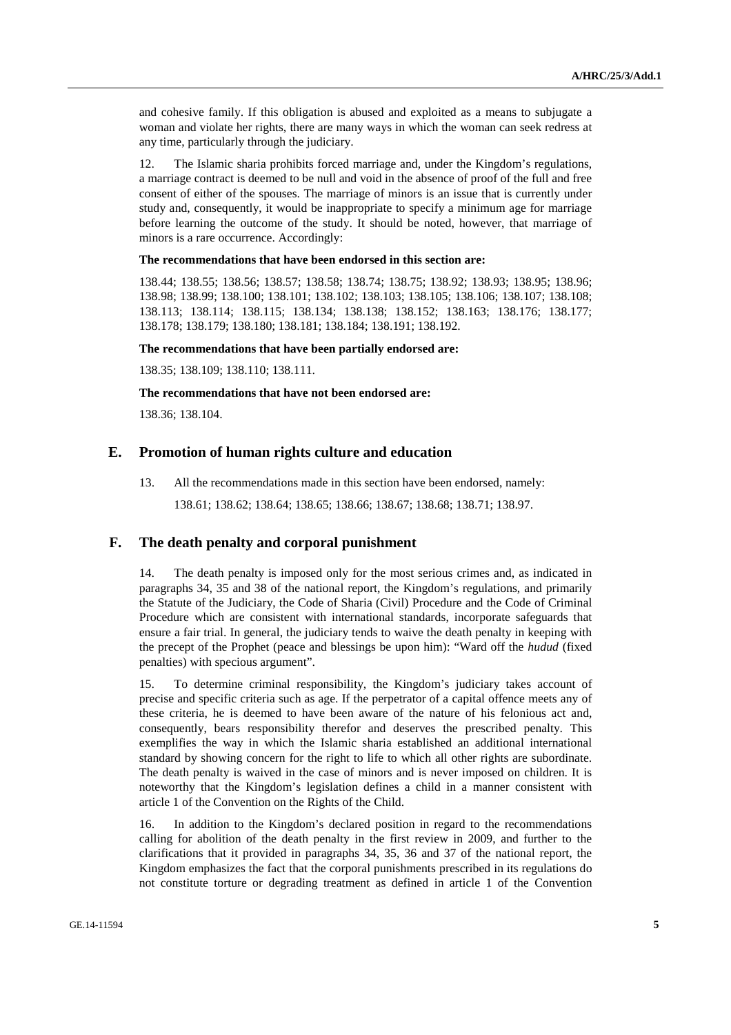and cohesive family. If this obligation is abused and exploited as a means to subjugate a woman and violate her rights, there are many ways in which the woman can seek redress at any time, particularly through the judiciary.

12. The Islamic sharia prohibits forced marriage and, under the Kingdom's regulations, a marriage contract is deemed to be null and void in the absence of proof of the full and free consent of either of the spouses. The marriage of minors is an issue that is currently under study and, consequently, it would be inappropriate to specify a minimum age for marriage before learning the outcome of the study. It should be noted, however, that marriage of minors is a rare occurrence. Accordingly:

**The recommendations that have been endorsed in this section are:**

138.44; 138.55; 138.56; 138.57; 138.58; 138.74; 138.75; 138.92; 138.93; 138.95; 138.96; 138.98; 138.99; 138.100; 138.101; 138.102; 138.103; 138.105; 138.106; 138.107; 138.108; 138.113; 138.114; 138.115; 138.134; 138.138; 138.152; 138.163; 138.176; 138.177; 138.178; 138.179; 138.180; 138.181; 138.184; 138.191; 138.192.

**The recommendations that have been partially endorsed are:**

138.35; 138.109; 138.110; 138.111.

**The recommendations that have not been endorsed are:**

138.36; 138.104.

## E. Promotion of human rights culture and education

13. All the recommendations made in this section have been endorsed, namely:

138.61; 138.62; 138.64; 138.65; 138.66; 138.67; 138.68; 138.71; 138.97.

## F. The death penalty and corporal punishment

14. The death penalty is imposed only for the most serious crimes and, as indicated in paragraphs 34, 35 and 38 of the national report, the Kingdom's regulations, and primarily the Statute of the Judiciary, the Code of Sharia (Civil) Procedure and the Code of Criminal Procedure which are consistent with international standards, incorporate safeguards that ensure a fair trial. In general, the judiciary tends to waive the death penalty in keeping with the precept of the Prophet (peace and blessings be upon him): "Ward off the *hudud* (fixed penalties) with specious argument".

15. To determine criminal responsibility, the Kingdom's judiciary takes account of precise and specific criteria such as age. If the perpetrator of a capital offence meets any of these criteria, he is deemed to have been aware of the nature of his felonious act and, consequently, bears responsibility therefor and deserves the prescribed penalty. This exemplifies the way in which the Islamic sharia established an additional international standard by showing concern for the right to life to which all other rights are subordinate. The death penalty is waived in the case of minors and is never imposed on children. It is noteworthy that the Kingdom's legislation defines a child in a manner consistent with article 1 of the Convention on the Rights of the Child.

16. In addition to the Kingdom's declared position in regard to the recommendations calling for abolition of the death penalty in the first review in 2009, and further to the clarifications that it provided in paragraphs 34, 35, 36 and 37 of the national report, the Kingdom emphasizes the fact that the corporal punishments prescribed in its regulations do not constitute torture or degrading treatment as defined in article 1 of the Convention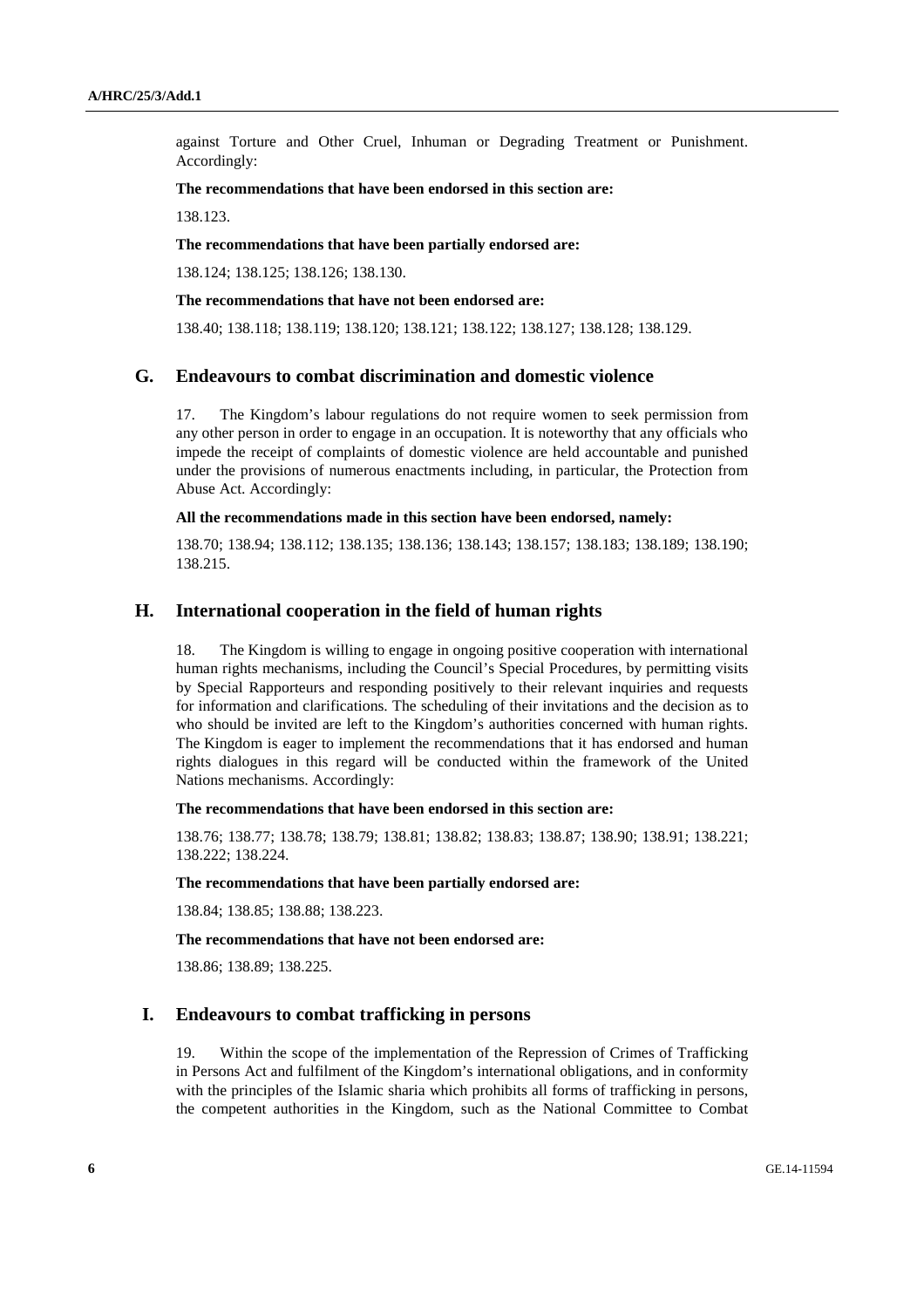against Torture and Other Cruel, Inhuman or Degrading Treatment or Punishment. Accordingly:

**The recommendations that have been endorsed in this section are:**

138.123.

**The recommendations that have been partially endorsed are:**

138.124; 138.125; 138.126; 138.130.

**The recommendations that have not been endorsed are:**

138.40; 138.118; 138.119; 138.120; 138.121; 138.122; 138.127; 138.128; 138.129.

## G. Endeavours to combat discrimination and domestic violence

17. The Kingdom's labour regulations do not require women to seek permission from any other person in order to engage in an occupation. It is noteworthy that any officials who impede the receipt of complaints of domestic violence are held accountable and punished under the provisions of numerous enactments including, in particular, the Protection from Abuse Act. Accordingly:

**All the recommendations made in this section have been endorsed, namely:**

138.70; 138.94; 138.112; 138.135; 138.136; 138.143; 138.157; 138.183; 138.189; 138.190; 138.215.

## H. International cooperation in the field of human rights

18. The Kingdom is willing to engage in ongoing positive cooperation with international human rights mechanisms, including the Council's Special Procedures, by permitting visits by Special Rapporteurs and responding positively to their relevant inquiries and requests for information and clarifications. The scheduling of their invitations and the decision as to who should be invited are left to the Kingdom's authorities concerned with human rights. The Kingdom is eager to implement the recommendations that it has endorsed and human rights dialogues in this regard will be conducted within the framework of the United Nations mechanisms. Accordingly:

**The recommendations that have been endorsed in this section are:**

138.76; 138.77; 138.78; 138.79; 138.81; 138.82; 138.83; 138.87; 138.90; 138.91; 138.221; 138.222; 138.224.

**The recommendations that have been partially endorsed are:**

138.84; 138.85; 138.88; 138.223.

**The recommendations that have not been endorsed are:**

138.86; 138.89; 138.225.

## I. Endeavours to combat trafficking in persons

19. Within the scope of the implementation of the Repression of Crimes of Trafficking in Persons Act and fulfilment of the Kingdom's international obligations, and in conformity with the principles of the Islamic sharia which prohibits all forms of trafficking in persons, the competent authorities in the Kingdom, such as the National Committee to Combat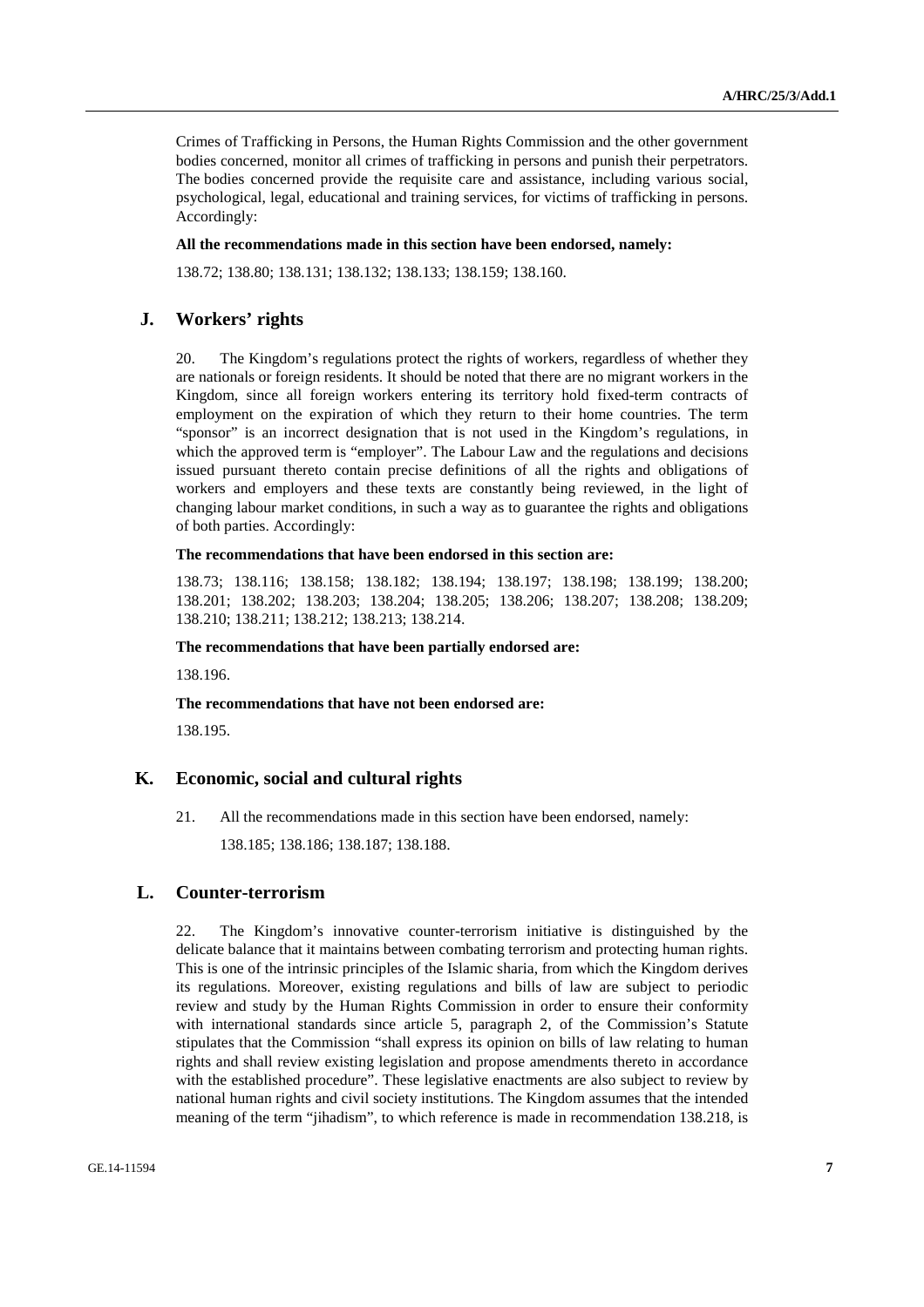Crimes of Trafficking in Persons, the Human Rights Commission and the other government bodies concerned, monitor all crimes of trafficking in persons and punish their perpetrators. The bodies concerned provide the requisite care and assistance, including various social, psychological, legal, educational and training services, for victims of trafficking in persons. Accordingly:

**All the recommendations made in this section have been endorsed, namely:**

138.72; 138.80; 138.131; 138.132; 138.133; 138.159; 138.160.

## J. Workers' rights

20. The Kingdom's regulations protect the rights of workers, regardless of whether they are nationals or foreign residents. It should be noted that there are no migrant workers in the Kingdom, since all foreign workers entering its territory hold fixed-term contracts of employment on the expiration of which they return to their home countries. The term "sponsor" is an incorrect designation that is not used in the Kingdom's regulations, in which the approved term is "employer". The Labour Law and the regulations and decisions issued pursuant thereto contain precise definitions of all the rights and obligations of workers and employers and these texts are constantly being reviewed, in the light of changing labour market conditions, in such a way as to guarantee the rights and obligations of both parties. Accordingly:

**The recommendations that have been endorsed in this section are:**

138.73; 138.116; 138.158; 138.182; 138.194; 138.197; 138.198; 138.199; 138.200; 138.201; 138.202; 138.203; 138.204; 138.205; 138.206; 138.207; 138.208; 138.209; 138.210; 138.211; 138.212; 138.213; 138.214.

**The recommendations that have been partially endorsed are:**

138.196.

**The recommendations that have not been endorsed are:**

138.195.

## K. Economic, social and cultural rights

21. All the recommendations made in this section have been endorsed, namely:

138.185; 138.186; 138.187; 138.188.

## L. Counter-terrorism

22. The Kingdom's innovative counter-terrorism initiative is distinguished by the delicate balance that it maintains between combating terrorism and protecting human rights. This is one of the intrinsic principles of the Islamic sharia, from which the Kingdom derives its regulations. Moreover, existing regulations and bills of law are subject to periodic review and study by the Human Rights Commission in order to ensure their conformity with international standards since article 5, paragraph 2, of the Commission's Statute stipulates that the Commission "shall express its opinion on bills of law relating to human rights and shall review existing legislation and propose amendments thereto in accordance with the established procedure". These legislative enactments are also subject to review by national human rights and civil society institutions. The Kingdom assumes that the intended meaning of the term "jihadism", to which reference is made in recommendation 138.218, is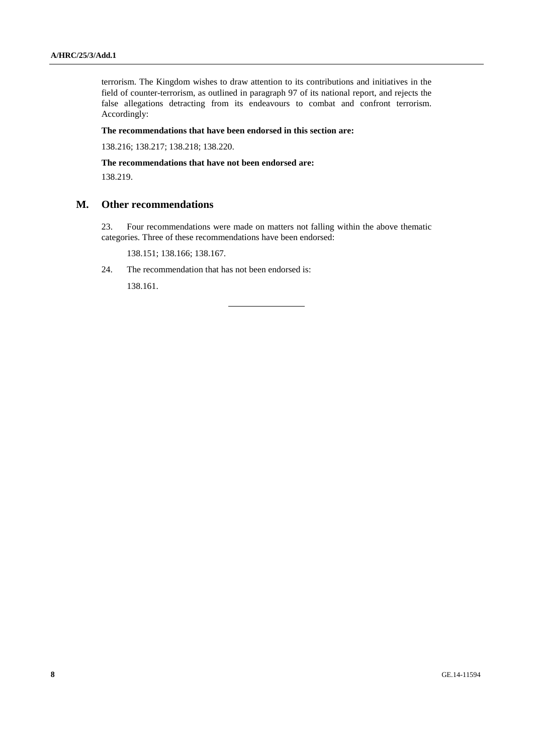terrorism. The Kingdom wishes to draw attention to its contributions and initiatives in the field of counter-terrorism, as outlined in paragraph 97 of its national report, and rejects the false allegations detracting from its endeavours to combat and confront terrorism. Accordingly:

**The recommendations that have been endorsed in this section are:**

138.216; 138.217; 138.218; 138.220.

**The recommendations that have not been endorsed are:**

138.219.

## M. Other recommendations

23. Four recommendations were made on matters not falling within the above thematic categories. Three of these recommendations have been endorsed:

138.151; 138.166; 138.167.

24. The recommendation that has not been endorsed is:

138.161.